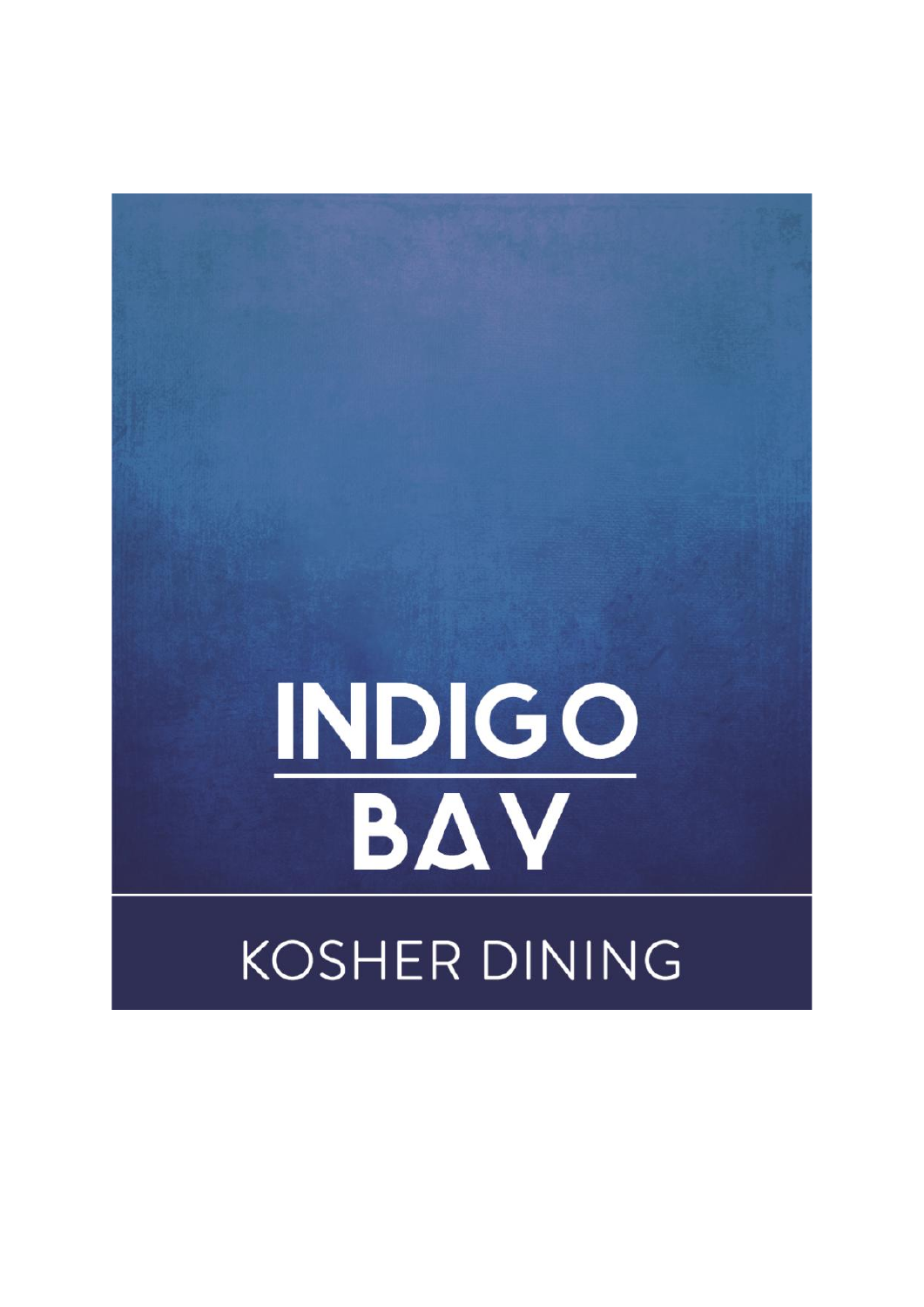# INDIGO BAY

## KOSHER DINING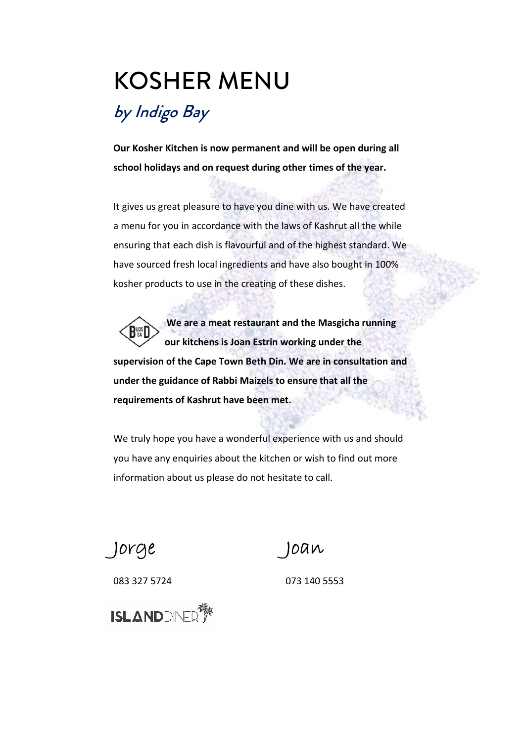# KOSHER MENU

## *by Indigo Bay*

**Our Kosher Kitchen is now permanent and will be open during all school holidays and on request during other times of the year.**

It gives us great pleasure to have you dine with us. We have created a menu for you in accordance with the laws of Kashrut all the while ensuring that each dish is flavourful and of the highest standard. We have sourced fresh local ingredients and have also bought in 100% kosher products to use in the creating of these dishes.

**We are a meat restaurant and the Masgicha running our kitchens is Joan Estrin working under the supervision of the Cape Town Beth Din. We are in consultation and under the guidance of Rabbi Maizels to ensure that all the requirements of Kashrut have been met.**

We truly hope you have a wonderful experience with us and should you have any enquiries about the kitchen or wish to find out more information about us please do not hesitate to call.

Jorge
083 327 5724

Joan
073 140 5553

ISLANDDINER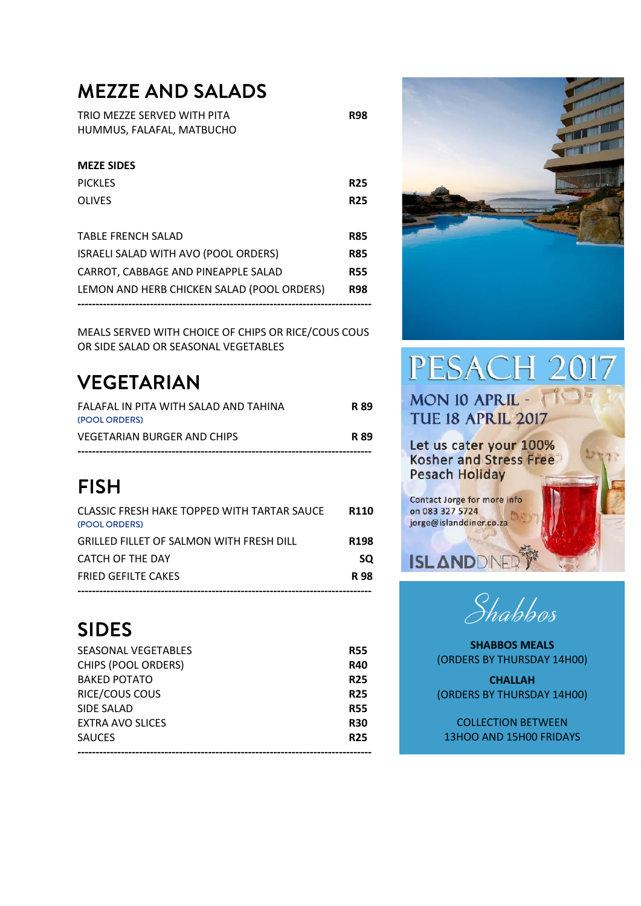## MEZZE AND SALADS

| | |
|---|---|
| TRIO MEZZE SERVED WITH PITA<br>HUMMUS, FALAFAL, MATBUCHO | **R98** |

**MEZE SIDES**

| | |
|---|---|
| PICKLES | **R25** |
| OLIVES | **R25** |

| | |
|---|---|
| TABLE FRENCH SALAD | **R85** |
| ISRAELI SALAD WITH AVO (POOL ORDERS) | **R85** |
| CARROT, CABBAGE AND PINEAPPLE SALAD | **R55** |
| LEMON AND HERB CHICKEN SALAD (POOL ORDERS) | **R98** |

---

MEALS SERVED WITH CHOICE OF CHIPS OR RICE/COUS COUS OR SIDE SALAD OR SEASONAL VEGETABLES

## VEGETARIAN

| | |
|---|---|
| FALAFAL IN PITA WITH SALAD AND TAHINA<br>(POOL ORDERS) | **R 89** |
| VEGETARIAN BURGER AND CHIPS | **R 89** |

---

## FISH

| | |
|---|---|
| CLASSIC FRESH HAKE TOPPED WITH TARTAR SAUCE<br>(POOL ORDERS) | **R110** |
| GRILLED FILLET OF SALMON WITH FRESH DILL | **R198** |
| CATCH OF THE DAY | **SQ** |
| FRIED GEFILTE CAKES | **R 98** |

---

## SIDES

| | |
|---|---|
| SEASONAL VEGETABLES | **R55** |
| CHIPS (POOL ORDERS) | **R40** |
| BAKED POTATO | **R25** |
| RICE/COUS COUS | **R25** |
| SIDE SALAD | **R55** |
| EXTRA AVO SLICES | **R30** |
| SAUCES | **R25** |

---

# PESACH 2017

MON 10 APRIL - TUE 18 APRIL 2017

Let us cater your 100% Kosher and Stress Free Pesach Holiday

Contact Jorge for more info on 083 327 5724 jorge@islanddiner.co.za

ISLANDDINER

## *Shabbos*

**SHABBOS MEALS**
(ORDERS BY THURSDAY 14H00)

**CHALLAH**
(ORDERS BY THURSDAY 14H00)

COLLECTION BETWEEN 13HOO AND 15H00 FRIDAYS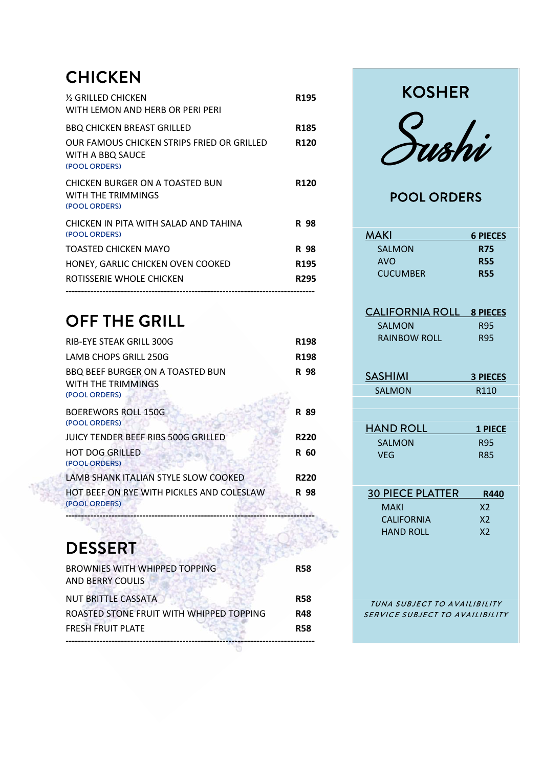## CHICKEN

| | |
|---|---|
| ½ GRILLED CHICKEN WITH LEMON AND HERB OR PERI PERI | **R195** |
| BBQ CHICKEN BREAST GRILLED | **R185** |
| OUR FAMOUS CHICKEN STRIPS FRIED OR GRILLED WITH A BBQ SAUCE (POOL ORDERS) | **R120** |
| CHICKEN BURGER ON A TOASTED BUN WITH THE TRIMMINGS (POOL ORDERS) | **R120** |
| CHICKEN IN PITA WITH SALAD AND TAHINA (POOL ORDERS) | **R 98** |
| TOASTED CHICKEN MAYO | **R 98** |
| HONEY, GARLIC CHICKEN OVEN COOKED | **R195** |
| ROTISSERIE WHOLE CHICKEN | **R295** |

---

## OFF THE GRILL

| | |
|---|---|
| RIB-EYE STEAK GRILL 300G | **R198** |
| LAMB CHOPS GRILL 250G | **R198** |
| BBQ BEEF BURGER ON A TOASTED BUN WITH THE TRIMMINGS (POOL ORDERS) | **R 98** |
| BOEREWORS ROLL 150G (POOL ORDERS) | **R 89** |
| JUICY TENDER BEEF RIBS 500G GRILLED | **R220** |
| HOT DOG GRILLED (POOL ORDERS) | **R 60** |
| LAMB SHANK ITALIAN STYLE SLOW COOKED | **R220** |
| HOT BEEF ON RYE WITH PICKLES AND COLESLAW (POOL ORDERS) | **R 98** |

---

## DESSERT

| | |
|---|---|
| BROWNIES WITH WHIPPED TOPPING AND BERRY COULIS | **R58** |
| NUT BRITTLE CASSATA | **R58** |
| ROASTED STONE FRUIT WITH WHIPPED TOPPING | **R48** |
| FRESH FRUIT PLATE | **R58** |

---

## KOSHER

# Sushi

## POOL ORDERS

| MAKI | 6 PIECES |
|---|---|
| SALMON | **R75** |
| AVO | **R55** |
| CUCUMBER | **R55** |

| CALIFORNIA ROLL | 8 PIECES |
|---|---|
| SALMON | R95 |
| RAINBOW ROLL | R95 |

| SASHIMI | 3 PIECES |
|---|---|
| SALMON | R110 |

| HAND ROLL | 1 PIECE |
|---|---|
| SALMON | R95 |
| VEG | R85 |

| 30 PIECE PLATTER | R440 |
|---|---|
| MAKI | X2 |
| CALIFORNIA | X2 |
| HAND ROLL | X2 |

*TUNA SUBJECT TO AVAILIBILITY*
*SERVICE SUBJECT TO AVAILIBILITY*